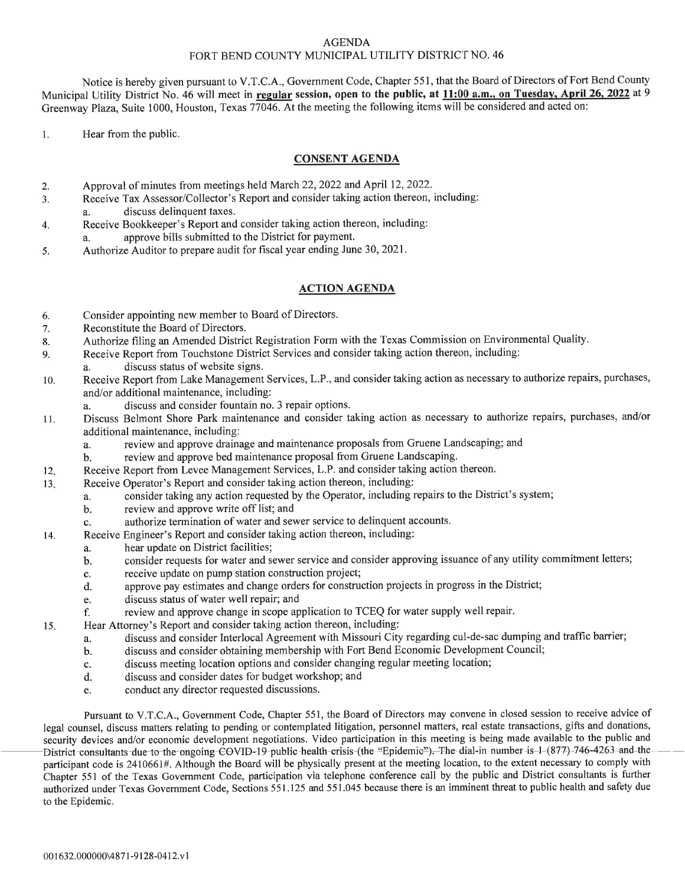# AGENDA
## FORT BEND COUNTY MUNICIPAL UTILITY DISTRICT NO. 46

Notice is hereby given pursuant to V.T.C.A., Government Code, Chapter 551, that the Board of Directors of Fort Bend County Municipal Utility District No. 46 will meet in **regular session, open to the public, at 11:00 a.m., on Tuesday, April 26, 2022** at 9 Greenway Plaza, Suite 1000, Houston, Texas 77046. At the meeting the following items will be considered and acted on:

1. Hear from the public.

### CONSENT AGENDA

2. Approval of minutes from meetings held March 22, 2022 and April 12, 2022.
3. Receive Tax Assessor/Collector's Report and consider taking action thereon, including:
   a. discuss delinquent taxes.
4. Receive Bookkeeper's Report and consider taking action thereon, including:
   a. approve bills submitted to the District for payment.
5. Authorize Auditor to prepare audit for fiscal year ending June 30, 2021.

### ACTION AGENDA

6. Consider appointing new member to Board of Directors.
7. Reconstitute the Board of Directors.
8. Authorize filing an Amended District Registration Form with the Texas Commission on Environmental Quality.
9. Receive Report from Touchstone District Services and consider taking action thereon, including:
   a. discuss status of website signs.
10. Receive Report from Lake Management Services, L.P., and consider taking action as necessary to authorize repairs, purchases, and/or additional maintenance, including:
    a. discuss and consider fountain no. 3 repair options.
11. Discuss Belmont Shore Park maintenance and consider taking action as necessary to authorize repairs, purchases, and/or additional maintenance, including:
    a. review and approve drainage and maintenance proposals from Gruene Landscaping; and
    b. review and approve bed maintenance proposal from Gruene Landscaping.
12. Receive Report from Levee Management Services, L.P. and consider taking action thereon.
13. Receive Operator's Report and consider taking action thereon, including:
    a. consider taking any action requested by the Operator, including repairs to the District's system;
    b. review and approve write off list; and
    c. authorize termination of water and sewer service to delinquent accounts.
14. Receive Engineer's Report and consider taking action thereon, including:
    a. hear update on District facilities;
    b. consider requests for water and sewer service and consider approving issuance of any utility commitment letters;
    c. receive update on pump station construction project;
    d. approve pay estimates and change orders for construction projects in progress in the District;
    e. discuss status of water well repair; and
    f. review and approve change in scope application to TCEQ for water supply well repair.
15. Hear Attorney's Report and consider taking action thereon, including:
    a. discuss and consider Interlocal Agreement with Missouri City regarding cul-de-sac dumping and traffic barrier;
    b. discuss and consider obtaining membership with Fort Bend Economic Development Council;
    c. discuss meeting location options and consider changing regular meeting location;
    d. discuss and consider dates for budget workshop; and
    e. conduct any director requested discussions.

Pursuant to V.T.C.A., Government Code, Chapter 551, the Board of Directors may convene in closed session to receive advice of legal counsel, discuss matters relating to pending or contemplated litigation, personnel matters, real estate transactions, gifts and donations, security devices and/or economic development negotiations. Video participation in this meeting is being made available to the public and District consultants due to the ongoing COVID-19 public health crisis (the "Epidemic"). The dial-in number is 1-(877)-746-4263 and the participant code is 2410661#. Although the Board will be physically present at the meeting location, to the extent necessary to comply with Chapter 551 of the Texas Government Code, participation via telephone conference call by the public and District consultants is further authorized under Texas Government Code, Sections 551.125 and 551.045 because there is an imminent threat to public health and safety due to the Epidemic.

001632.000000\4871-9128-0412.v1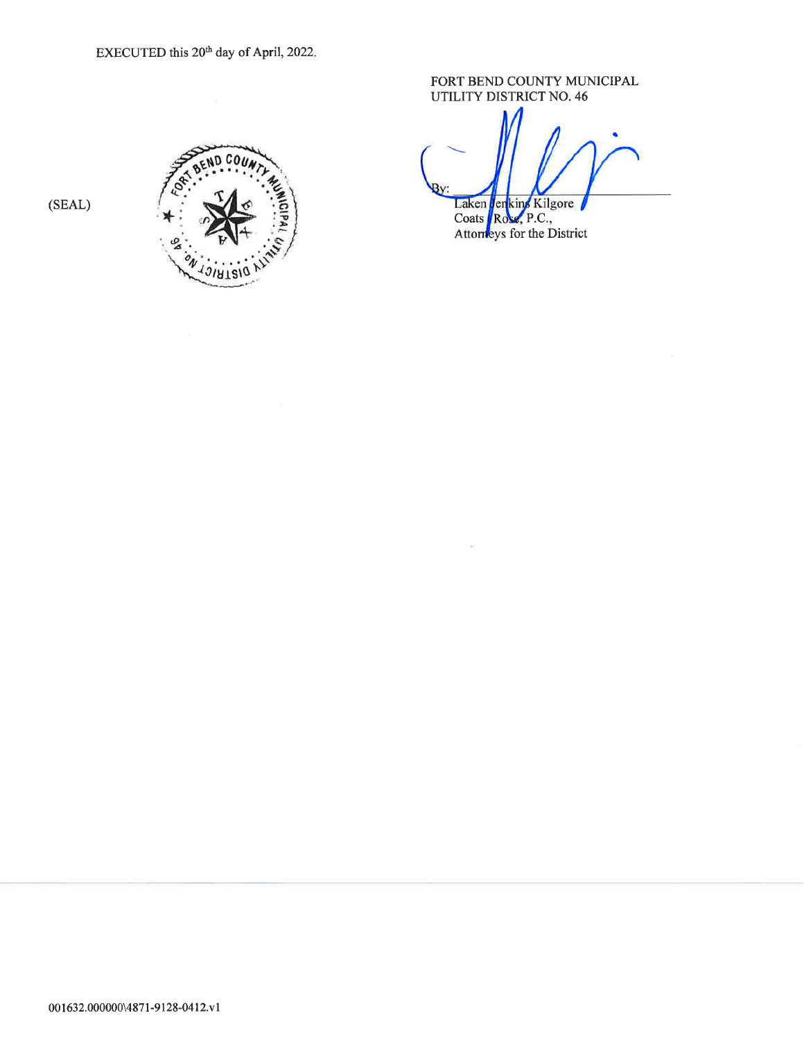EXECUTED this 20th day of April, 2022.

FORT BEND COUNTY MUNICIPAL
UTILITY DISTRICT NO. 46

(SEAL)

By: ______________________________
Laken Jenkins Kilgore
Coats Rose, P.C.,
Attorneys for the District

001632.000000\4871-9128-0412.v1